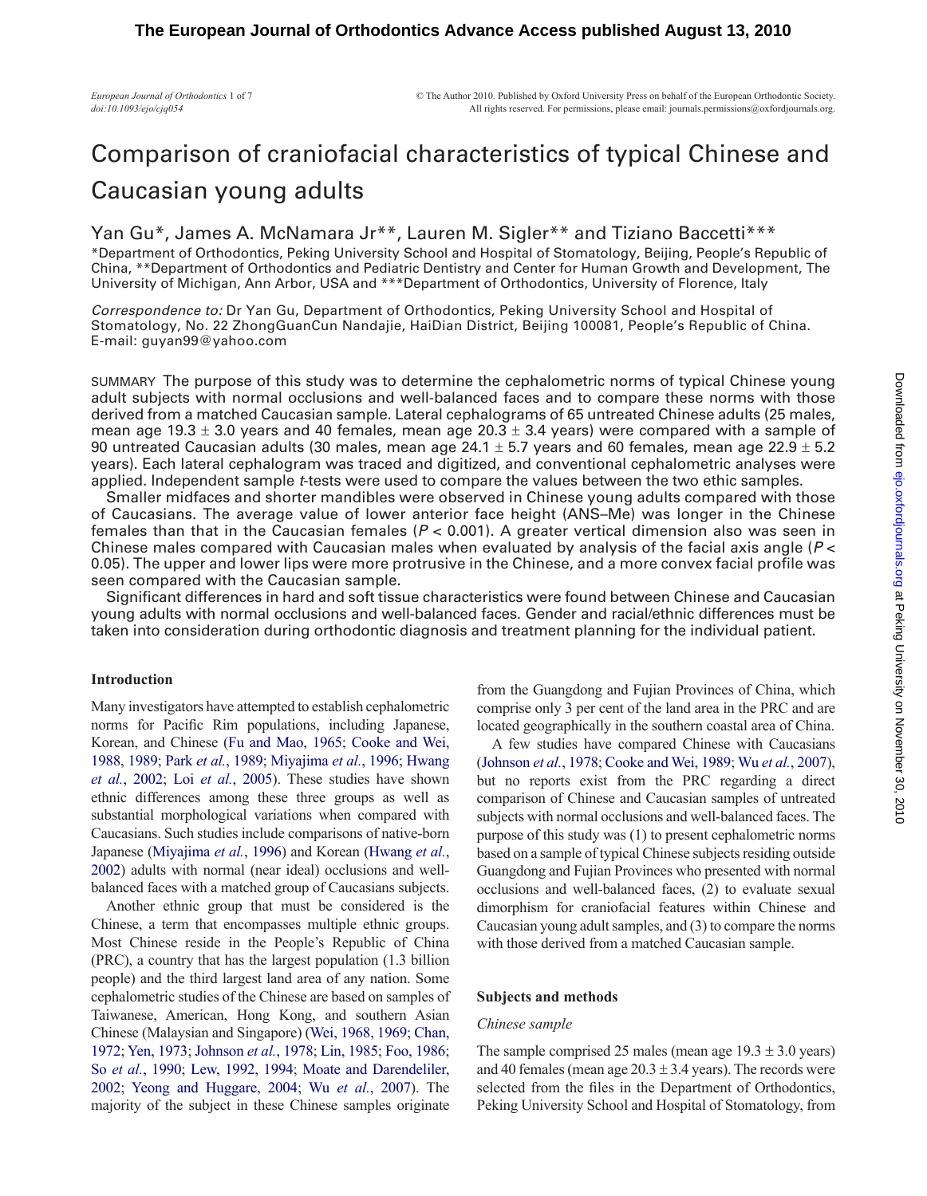# Comparison of craniofacial characteristics of typical Chinese and Caucasian young adults

Yan Gu*, James A. McNamara Jr**, Lauren M. Sigler** and Tiziano Baccetti***

*Department of Orthodontics, Peking University School and Hospital of Stomatology, Beijing, People's Republic of China, **Department of Orthodontics and Pediatric Dentistry and Center for Human Growth and Development, The University of Michigan, Ann Arbor, USA and ***Department of Orthodontics, University of Florence, Italy

*Correspondence to:* Dr Yan Gu, Department of Orthodontics, Peking University School and Hospital of Stomatology, No. 22 ZhongGuanCun Nandajie, HaiDian District, Beijing 100081, People's Republic of China. E-mail: guyan99@yahoo.com

SUMMARY The purpose of this study was to determine the cephalometric norms of typical Chinese young adult subjects with normal occlusions and well-balanced faces and to compare these norms with those derived from a matched Caucasian sample. Lateral cephalograms of 65 untreated Chinese adults (25 males, mean age 19.3 ± 3.0 years and 40 females, mean age 20.3 ± 3.4 years) were compared with a sample of 90 untreated Caucasian adults (30 males, mean age 24.1 ± 5.7 years and 60 females, mean age 22.9 ± 5.2 years). Each lateral cephalogram was traced and digitized, and conventional cephalometric analyses were applied. Independent sample *t*-tests were used to compare the values between the two ethic samples.

Smaller midfaces and shorter mandibles were observed in Chinese young adults compared with those of Caucasians. The average value of lower anterior face height (ANS–Me) was longer in the Chinese females than that in the Caucasian females ($P < 0.001$). A greater vertical dimension also was seen in Chinese males compared with Caucasian males when evaluated by analysis of the facial axis angle ($P < 0.05$). The upper and lower lips were more protrusive in the Chinese, and a more convex facial profile was seen compared with the Caucasian sample.

Significant differences in hard and soft tissue characteristics were found between Chinese and Caucasian young adults with normal occlusions and well-balanced faces. Gender and racial/ethnic differences must be taken into consideration during orthodontic diagnosis and treatment planning for the individual patient.

## Introduction

Many investigators have attempted to establish cephalometric norms for Pacific Rim populations, including Japanese, Korean, and Chinese (Fu and Mao, 1965; Cooke and Wei, 1988, 1989; Park *et al.*, 1989; Miyajima *et al.*, 1996; Hwang *et al.*, 2002; Loi *et al.*, 2005). These studies have shown ethnic differences among these three groups as well as substantial morphological variations when compared with Caucasians. Such studies include comparisons of native-born Japanese (Miyajima *et al.*, 1996) and Korean (Hwang *et al.*, 2002) adults with normal (near ideal) occlusions and well-balanced faces with a matched group of Caucasians subjects.

Another ethnic group that must be considered is the Chinese, a term that encompasses multiple ethnic groups. Most Chinese reside in the People's Republic of China (PRC), a country that has the largest population (1.3 billion people) and the third largest land area of any nation. Some cephalometric studies of the Chinese are based on samples of Taiwanese, American, Hong Kong, and southern Asian Chinese (Malaysian and Singapore) (Wei, 1968, 1969; Chan, 1972; Yen, 1973; Johnson *et al.*, 1978; Lin, 1985; Foo, 1986; So *et al.*, 1990; Lew, 1992, 1994; Moate and Darendeliler, 2002; Yeong and Huggare, 2004; Wu *et al.*, 2007). The majority of the subject in these Chinese samples originate from the Guangdong and Fujian Provinces of China, which comprise only 3 per cent of the land area in the PRC and are located geographically in the southern coastal area of China.

A few studies have compared Chinese with Caucasians (Johnson *et al.*, 1978; Cooke and Wei, 1989; Wu *et al.*, 2007), but no reports exist from the PRC regarding a direct comparison of Chinese and Caucasian samples of untreated subjects with normal occlusions and well-balanced faces. The purpose of this study was (1) to present cephalometric norms based on a sample of typical Chinese subjects residing outside Guangdong and Fujian Provinces who presented with normal occlusions and well-balanced faces, (2) to evaluate sexual dimorphism for craniofacial features within Chinese and Caucasian young adult samples, and (3) to compare the norms with those derived from a matched Caucasian sample.

## Subjects and methods

### *Chinese sample*

The sample comprised 25 males (mean age 19.3 ± 3.0 years) and 40 females (mean age 20.3 ± 3.4 years). The records were selected from the files in the Department of Orthodontics, Peking University School and Hospital of Stomatology, from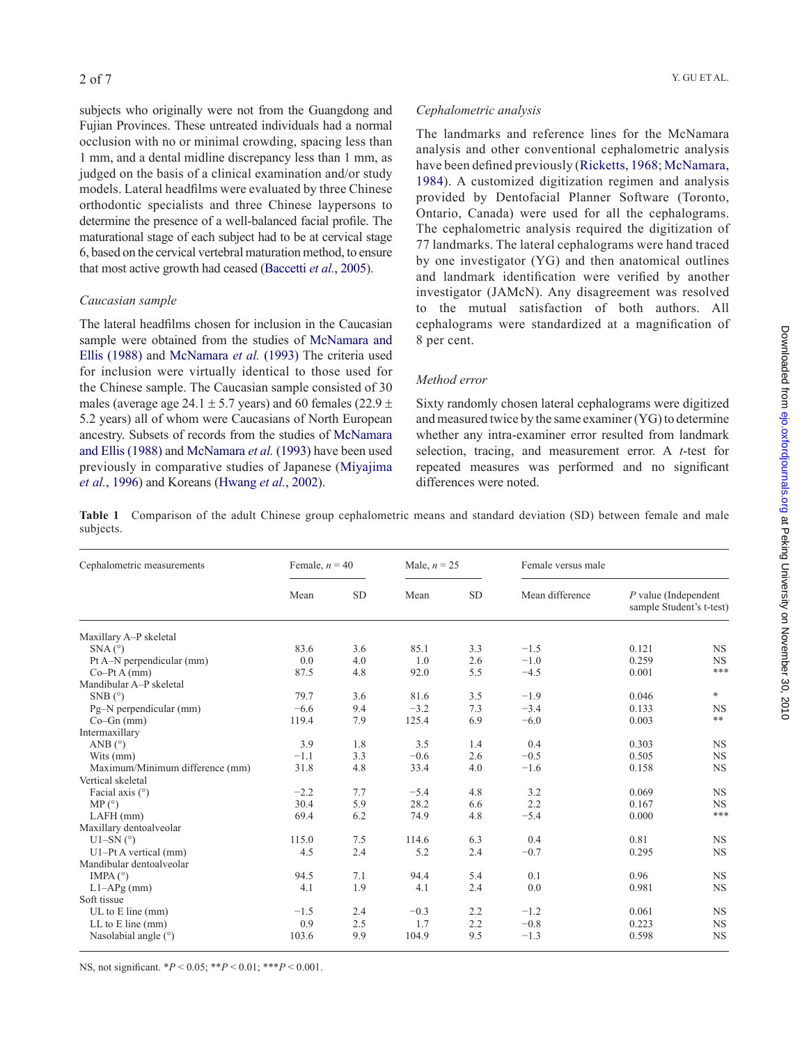subjects who originally were not from the Guangdong and Fujian Provinces. These untreated individuals had a normal occlusion with no or minimal crowding, spacing less than 1 mm, and a dental midline discrepancy less than 1 mm, as judged on the basis of a clinical examination and/or study models. Lateral headfilms were evaluated by three Chinese orthodontic specialists and three Chinese laypersons to determine the presence of a well-balanced facial profile. The maturational stage of each subject had to be at cervical stage 6, based on the cervical vertebral maturation method, to ensure that most active growth had ceased (Baccetti *et al.*, 2005).

### *Caucasian sample*

The lateral headfilms chosen for inclusion in the Caucasian sample were obtained from the studies of McNamara and Ellis (1988) and McNamara *et al.* (1993) The criteria used for inclusion were virtually identical to those used for the Chinese sample. The Caucasian sample consisted of 30 males (average age 24.1 ± 5.7 years) and 60 females (22.9 ± 5.2 years) all of whom were Caucasians of North European ancestry. Subsets of records from the studies of McNamara and Ellis (1988) and McNamara *et al.* (1993) have been used previously in comparative studies of Japanese (Miyajima *et al.*, 1996) and Koreans (Hwang *et al.*, 2002).

### *Cephalometric analysis*

The landmarks and reference lines for the McNamara analysis and other conventional cephalometric analysis have been defined previously (Ricketts, 1968; McNamara, 1984). A customized digitization regimen and analysis provided by Dentofacial Planner Software (Toronto, Ontario, Canada) were used for all the cephalograms. The cephalometric analysis required the digitization of 77 landmarks. The lateral cephalograms were hand traced by one investigator (YG) and then anatomical outlines and landmark identification were verified by another investigator (JAMcN). Any disagreement was resolved to the mutual satisfaction of both authors. All cephalograms were standardized at a magnification of 8 per cent.

### *Method error*

Sixty randomly chosen lateral cephalograms were digitized and measured twice by the same examiner (YG) to determine whether any intra-examiner error resulted from landmark selection, tracing, and measurement error. A *t*-test for repeated measures was performed and no significant differences were noted.

**Table 1** Comparison of the adult Chinese group cephalometric means and standard deviation (SD) between female and male subjects.

| Cephalometric measurements | Female, $n$ = 40 | | Male, $n$ = 25 | | Female versus male | | |
|---|---|---|---|---|---|---|---|
| | Mean | SD | Mean | SD | Mean difference | $P$ value (Independent sample Student's t-test) | |
| Maxillary A–P skeletal | | | | | | | |
| SNA (°) | 83.6 | 3.6 | 85.1 | 3.3 | −1.5 | 0.121 | NS |
| Pt A–N perpendicular (mm) | 0.0 | 4.0 | 1.0 | 2.6 | −1.0 | 0.259 | NS |
| Co–Pt A (mm) | 87.5 | 4.8 | 92.0 | 5.5 | −4.5 | 0.001 | *** |
| Mandibular A–P skeletal | | | | | | | |
| SNB (°) | 79.7 | 3.6 | 81.6 | 3.5 | −1.9 | 0.046 | * |
| Pg–N perpendicular (mm) | −6.6 | 9.4 | −3.2 | 7.3 | −3.4 | 0.133 | NS |
| Co–Gn (mm) | 119.4 | 7.9 | 125.4 | 6.9 | −6.0 | 0.003 | ** |
| Intermaxillary | | | | | | | |
| ANB (°) | 3.9 | 1.8 | 3.5 | 1.4 | 0.4 | 0.303 | NS |
| Wits (mm) | −1.1 | 3.3 | −0.6 | 2.6 | −0.5 | 0.505 | NS |
| Maximum/Minimum difference (mm) | 31.8 | 4.8 | 33.4 | 4.0 | −1.6 | 0.158 | NS |
| Vertical skeletal | | | | | | | |
| Facial axis (°) | −2.2 | 7.7 | −5.4 | 4.8 | 3.2 | 0.069 | NS |
| MP (°) | 30.4 | 5.9 | 28.2 | 6.6 | 2.2 | 0.167 | NS |
| LAFH (mm) | 69.4 | 6.2 | 74.9 | 4.8 | −5.4 | 0.000 | *** |
| Maxillary dentoalveolar | | | | | | | |
| U1–SN (°) | 115.0 | 7.5 | 114.6 | 6.3 | 0.4 | 0.81 | NS |
| U1–Pt A vertical (mm) | 4.5 | 2.4 | 5.2 | 2.4 | −0.7 | 0.295 | NS |
| Mandibular dentoalveolar | | | | | | | |
| IMPA (°) | 94.5 | 7.1 | 94.4 | 5.4 | 0.1 | 0.96 | NS |
| L1–APg (mm) | 4.1 | 1.9 | 4.1 | 2.4 | 0.0 | 0.981 | NS |
| Soft tissue | | | | | | | |
| UL to E line (mm) | −1.5 | 2.4 | −0.3 | 2.2 | −1.2 | 0.061 | NS |
| LL to E line (mm) | 0.9 | 2.5 | 1.7 | 2.2 | −0.8 | 0.223 | NS |
| Nasolabial angle (°) | 103.6 | 9.9 | 104.9 | 9.5 | −1.3 | 0.598 | NS |

NS, not significant. *$P$ < 0.05; **$P$ < 0.01; ***$P$ < 0.001.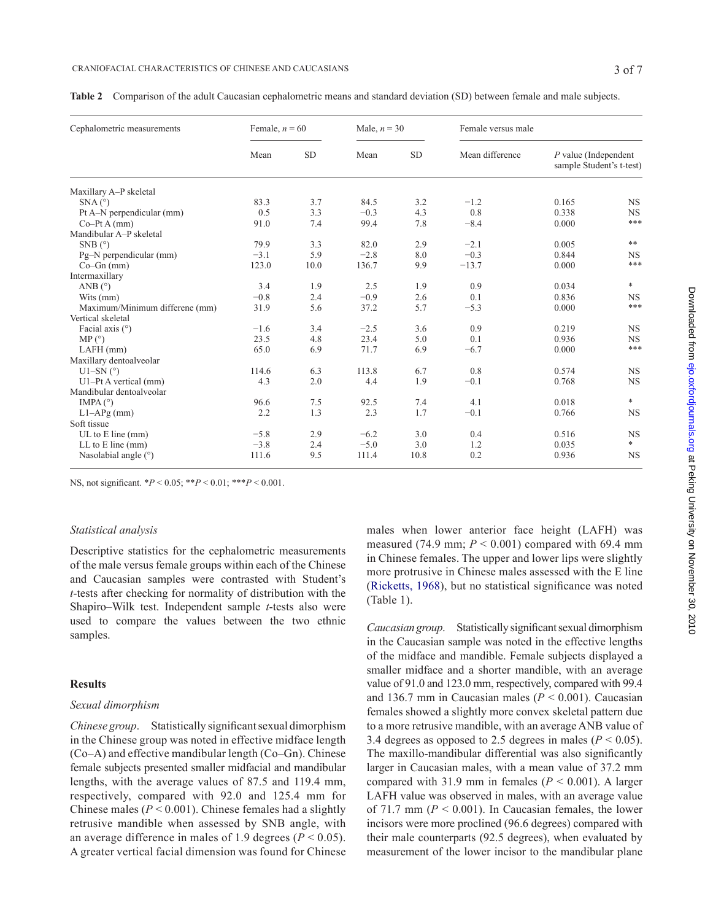**Table 2** Comparison of the adult Caucasian cephalometric means and standard deviation (SD) between female and male subjects.

| Cephalometric measurements | Female, $n = 60$ | | Male, $n = 30$ | | Female versus male | | |
|---|---|---|---|---|---|---|---|
| | Mean | SD | Mean | SD | Mean difference | $P$ value (Independent sample Student's t-test) | |
| Maxillary A–P skeletal | | | | | | | |
| SNA (°) | 83.3 | 3.7 | 84.5 | 3.2 | −1.2 | 0.165 | NS |
| Pt A–N perpendicular (mm) | 0.5 | 3.3 | −0.3 | 4.3 | 0.8 | 0.338 | NS |
| Co–Pt A (mm) | 91.0 | 7.4 | 99.4 | 7.8 | −8.4 | 0.000 | *** |
| Mandibular A–P skeletal | | | | | | | |
| SNB (°) | 79.9 | 3.3 | 82.0 | 2.9 | −2.1 | 0.005 | ** |
| Pg–N perpendicular (mm) | −3.1 | 5.9 | −2.8 | 8.0 | −0.3 | 0.844 | NS |
| Co–Gn (mm) | 123.0 | 10.0 | 136.7 | 9.9 | −13.7 | 0.000 | *** |
| Intermaxillary | | | | | | | |
| ANB (°) | 3.4 | 1.9 | 2.5 | 1.9 | 0.9 | 0.034 | * |
| Wits (mm) | −0.8 | 2.4 | −0.9 | 2.6 | 0.1 | 0.836 | NS |
| Maximum/Minimum differene (mm) | 31.9 | 5.6 | 37.2 | 5.7 | −5.3 | 0.000 | *** |
| Vertical skeletal | | | | | | | |
| Facial axis (°) | −1.6 | 3.4 | −2.5 | 3.6 | 0.9 | 0.219 | NS |
| MP (°) | 23.5 | 4.8 | 23.4 | 5.0 | 0.1 | 0.936 | NS |
| LAFH (mm) | 65.0 | 6.9 | 71.7 | 6.9 | −6.7 | 0.000 | *** |
| Maxillary dentoalveolar | | | | | | | |
| U1–SN (°) | 114.6 | 6.3 | 113.8 | 6.7 | 0.8 | 0.574 | NS |
| U1–Pt A vertical (mm) | 4.3 | 2.0 | 4.4 | 1.9 | −0.1 | 0.768 | NS |
| Mandibular dentoalveolar | | | | | | | |
| IMPA (°) | 96.6 | 7.5 | 92.5 | 7.4 | 4.1 | 0.018 | * |
| L1–APg (mm) | 2.2 | 1.3 | 2.3 | 1.7 | −0.1 | 0.766 | NS |
| Soft tissue | | | | | | | |
| UL to E line (mm) | −5.8 | 2.9 | −6.2 | 3.0 | 0.4 | 0.516 | NS |
| LL to E line (mm) | −3.8 | 2.4 | −5.0 | 3.0 | 1.2 | 0.035 | * |
| Nasolabial angle (°) | 111.6 | 9.5 | 111.4 | 10.8 | 0.2 | 0.936 | NS |

NS, not significant. *$P < 0.05$; **$P < 0.01$; ***$P < 0.001$.

### *Statistical analysis*

Descriptive statistics for the cephalometric measurements of the male versus female groups within each of the Chinese and Caucasian samples were contrasted with Student's *t*-tests after checking for normality of distribution with the Shapiro–Wilk test. Independent sample *t*-tests also were used to compare the values between the two ethnic samples.

## Results

### *Sexual dimorphism*

*Chinese group*. Statistically significant sexual dimorphism in the Chinese group was noted in effective midface length (Co–A) and effective mandibular length (Co–Gn). Chinese female subjects presented smaller midfacial and mandibular lengths, with the average values of 87.5 and 119.4 mm, respectively, compared with 92.0 and 125.4 mm for Chinese males ($P < 0.001$). Chinese females had a slightly retrusive mandible when assessed by SNB angle, with an average difference in males of 1.9 degrees ($P < 0.05$). A greater vertical facial dimension was found for Chinese males when lower anterior face height (LAFH) was measured (74.9 mm; $P < 0.001$) compared with 69.4 mm in Chinese females. The upper and lower lips were slightly more protrusive in Chinese males assessed with the E line (Ricketts, 1968), but no statistical significance was noted (Table 1).

*Caucasian group*. Statistically significant sexual dimorphism in the Caucasian sample was noted in the effective lengths of the midface and mandible. Female subjects displayed a smaller midface and a shorter mandible, with an average value of 91.0 and 123.0 mm, respectively, compared with 99.4 and 136.7 mm in Caucasian males ($P < 0.001$). Caucasian females showed a slightly more convex skeletal pattern due to a more retrusive mandible, with an average ANB value of 3.4 degrees as opposed to 2.5 degrees in males ($P < 0.05$). The maxillo-mandibular differential was also significantly larger in Caucasian males, with a mean value of 37.2 mm compared with 31.9 mm in females ($P < 0.001$). A larger LAFH value was observed in males, with an average value of 71.7 mm ($P < 0.001$). In Caucasian females, the lower incisors were more proclined (96.6 degrees) compared with their male counterparts (92.5 degrees), when evaluated by measurement of the lower incisor to the mandibular plane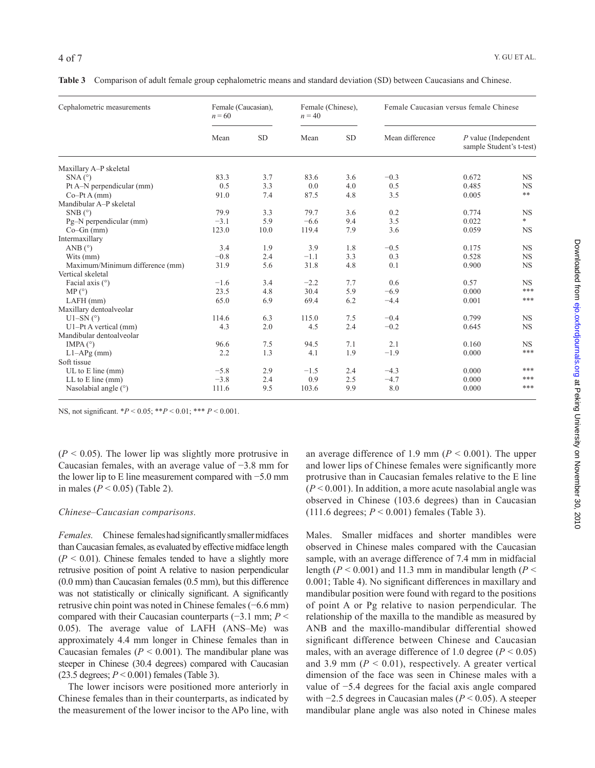**Table 3** Comparison of adult female group cephalometric means and standard deviation (SD) between Caucasians and Chinese.

| Cephalometric measurements | Female (Caucasian), $n = 60$ | | Female (Chinese), $n = 40$ | | Female Caucasian versus female Chinese | | |
|---|---|---|---|---|---|---|---|
| | Mean | SD | Mean | SD | Mean difference | P value (Independent sample Student's t-test) | |
| Maxillary A–P skeletal | | | | | | | |
| SNA (°) | 83.3 | 3.7 | 83.6 | 3.6 | −0.3 | 0.672 | NS |
| Pt A–N perpendicular (mm) | 0.5 | 3.3 | 0.0 | 4.0 | 0.5 | 0.485 | NS |
| Co–Pt A (mm) | 91.0 | 7.4 | 87.5 | 4.8 | 3.5 | 0.005 | ** |
| Mandibular A–P skeletal | | | | | | | |
| SNB (°) | 79.9 | 3.3 | 79.7 | 3.6 | 0.2 | 0.774 | NS |
| Pg–N perpendicular (mm) | −3.1 | 5.9 | −6.6 | 9.4 | 3.5 | 0.022 | * |
| Co–Gn (mm) | 123.0 | 10.0 | 119.4 | 7.9 | 3.6 | 0.059 | NS |
| Intermaxillary | | | | | | | |
| ANB (°) | 3.4 | 1.9 | 3.9 | 1.8 | −0.5 | 0.175 | NS |
| Wits (mm) | −0.8 | 2.4 | −1.1 | 3.3 | 0.3 | 0.528 | NS |
| Maximum/Minimum difference (mm) | 31.9 | 5.6 | 31.8 | 4.8 | 0.1 | 0.900 | NS |
| Vertical skeletal | | | | | | | |
| Facial axis (°) | −1.6 | 3.4 | −2.2 | 7.7 | 0.6 | 0.57 | NS |
| MP (°) | 23.5 | 4.8 | 30.4 | 5.9 | −6.9 | 0.000 | *** |
| LAFH (mm) | 65.0 | 6.9 | 69.4 | 6.2 | −4.4 | 0.001 | *** |
| Maxillary dentoalveolar | | | | | | | |
| U1–SN (°) | 114.6 | 6.3 | 115.0 | 7.5 | −0.4 | 0.799 | NS |
| U1–Pt A vertical (mm) | 4.3 | 2.0 | 4.5 | 2.4 | −0.2 | 0.645 | NS |
| Mandibular dentoalveolar | | | | | | | |
| IMPA (°) | 96.6 | 7.5 | 94.5 | 7.1 | 2.1 | 0.160 | NS |
| L1–APg (mm) | 2.2 | 1.3 | 4.1 | 1.9 | −1.9 | 0.000 | *** |
| Soft tissue | | | | | | | |
| UL to E line (mm) | −5.8 | 2.9 | −1.5 | 2.4 | −4.3 | 0.000 | *** |
| LL to E line (mm) | −3.8 | 2.4 | 0.9 | 2.5 | −4.7 | 0.000 | *** |
| Nasolabial angle (°) | 111.6 | 9.5 | 103.6 | 9.9 | 8.0 | 0.000 | *** |

NS, not significant. *$P < 0.05$; **$P < 0.01$; *** $P < 0.001$.

($P < 0.05$). The lower lip was slightly more protrusive in Caucasian females, with an average value of −3.8 mm for the lower lip to E line measurement compared with −5.0 mm in males ($P < 0.05$) (Table 2).

*Chinese–Caucasian comparisons.*

*Females.* Chinese females had significantly smaller midfaces than Caucasian females, as evaluated by effective midface length ($P < 0.01$). Chinese females tended to have a slightly more retrusive position of point A relative to nasion perpendicular (0.0 mm) than Caucasian females (0.5 mm), but this difference was not statistically or clinically significant. A significantly retrusive chin point was noted in Chinese females (−6.6 mm) compared with their Caucasian counterparts (−3.1 mm; $P < 0.05$). The average value of LAFH (ANS–Me) was approximately 4.4 mm longer in Chinese females than in Caucasian females ($P < 0.001$). The mandibular plane was steeper in Chinese (30.4 degrees) compared with Caucasian (23.5 degrees; $P < 0.001$) females (Table 3).

The lower incisors were positioned more anteriorly in Chinese females than in their counterparts, as indicated by the measurement of the lower incisor to the APo line, with an average difference of 1.9 mm ($P < 0.001$). The upper and lower lips of Chinese females were significantly more protrusive than in Caucasian females relative to the E line ($P < 0.001$). In addition, a more acute nasolabial angle was observed in Chinese (103.6 degrees) than in Caucasian (111.6 degrees; $P < 0.001$) females (Table 3).

*Males.* Smaller midfaces and shorter mandibles were observed in Chinese males compared with the Caucasian sample, with an average difference of 7.4 mm in midfacial length ($P < 0.001$) and 11.3 mm in mandibular length ($P < 0.001$; Table 4). No significant differences in maxillary and mandibular position were found with regard to the positions of point A or Pg relative to nasion perpendicular. The relationship of the maxilla to the mandible as measured by ANB and the maxillo-mandibular differential showed significant difference between Chinese and Caucasian males, with an average difference of 1.0 degree ($P < 0.05$) and 3.9 mm ($P < 0.01$), respectively. A greater vertical dimension of the face was seen in Chinese males with a value of −5.4 degrees for the facial axis angle compared with −2.5 degrees in Caucasian males ($P < 0.05$). A steeper mandibular plane angle was also noted in Chinese males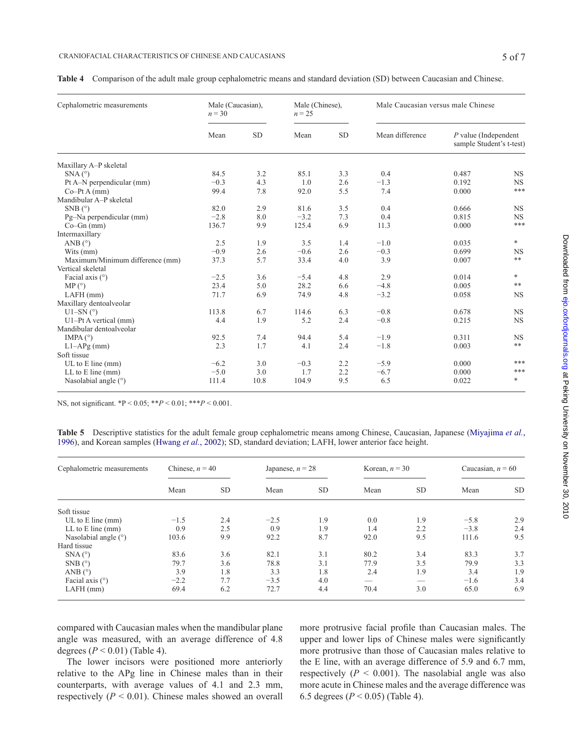**Table 4** Comparison of the adult male group cephalometric means and standard deviation (SD) between Caucasian and Chinese.

| Cephalometric measurements | Male (Caucasian), $n = 30$ | | Male (Chinese), $n = 25$ | | Male Caucasian versus male Chinese | | |
|---|---|---|---|---|---|---|---|
| | Mean | SD | Mean | SD | Mean difference | $P$ value (Independent sample Student's t-test) | |
| Maxillary A–P skeletal | | | | | | | |
| SNA (°) | 84.5 | 3.2 | 85.1 | 3.3 | 0.4 | 0.487 | NS |
| Pt A–N perpendicular (mm) | −0.3 | 4.3 | 1.0 | 2.6 | −1.3 | 0.192 | NS |
| Co–Pt A (mm) | 99.4 | 7.8 | 92.0 | 5.5 | 7.4 | 0.000 | *** |
| Mandibular A–P skeletal | | | | | | | |
| SNB (°) | 82.0 | 2.9 | 81.6 | 3.5 | 0.4 | 0.666 | NS |
| Pg–Na perpendicular (mm) | −2.8 | 8.0 | −3.2 | 7.3 | 0.4 | 0.815 | NS |
| Co–Gn (mm) | 136.7 | 9.9 | 125.4 | 6.9 | 11.3 | 0.000 | *** |
| Intermaxillary | | | | | | | |
| ANB (°) | 2.5 | 1.9 | 3.5 | 1.4 | −1.0 | 0.035 | * |
| Wits (mm) | −0.9 | 2.6 | −0.6 | 2.6 | −0.3 | 0.699 | NS |
| Maximum/Minimum difference (mm) | 37.3 | 5.7 | 33.4 | 4.0 | 3.9 | 0.007 | ** |
| Vertical skeletal | | | | | | | |
| Facial axis (°) | −2.5 | 3.6 | −5.4 | 4.8 | 2.9 | 0.014 | * |
| MP (°) | 23.4 | 5.0 | 28.2 | 6.6 | −4.8 | 0.005 | ** |
| LAFH (mm) | 71.7 | 6.9 | 74.9 | 4.8 | −3.2 | 0.058 | NS |
| Maxillary dentoalveolar | | | | | | | |
| U1–SN (°) | 113.8 | 6.7 | 114.6 | 6.3 | −0.8 | 0.678 | NS |
| U1–Pt A vertical (mm) | 4.4 | 1.9 | 5.2 | 2.4 | −0.8 | 0.215 | NS |
| Mandibular dentoalveolar | | | | | | | |
| IMPA (°) | 92.5 | 7.4 | 94.4 | 5.4 | −1.9 | 0.311 | NS |
| L1–APg (mm) | 2.3 | 1.7 | 4.1 | 2.4 | −1.8 | 0.003 | ** |
| Soft tissue | | | | | | | |
| UL to E line (mm) | −6.2 | 3.0 | −0.3 | 2.2 | −5.9 | 0.000 | *** |
| LL to E line (mm) | −5.0 | 3.0 | 1.7 | 2.2 | −6.7 | 0.000 | *** |
| Nasolabial angle (°) | 111.4 | 10.8 | 104.9 | 9.5 | 6.5 | 0.022 | * |

NS, not significant. *P < 0.05; ** $P < 0.01$; *** $P < 0.001$.

**Table 5** Descriptive statistics for the adult female group cephalometric means among Chinese, Caucasian, Japanese (Miyajima *et al.*, 1996), and Korean samples (Hwang *et al.*, 2002); SD, standard deviation; LAFH, lower anterior face height.

| Cephalometric measurements | Chinese, $n = 40$ | | Japanese, $n = 28$ | | Korean, $n = 30$ | | Caucasian, $n = 60$ | |
|---|---|---|---|---|---|---|---|---|
| | Mean | SD | Mean | SD | Mean | SD | Mean | SD |
| Soft tissue | | | | | | | | |
| UL to E line (mm) | −1.5 | 2.4 | −2.5 | 1.9 | 0.0 | 1.9 | −5.8 | 2.9 |
| LL to E line (mm) | 0.9 | 2.5 | 0.9 | 1.9 | 1.4 | 2.2 | −3.8 | 2.4 |
| Nasolabial angle (°) | 103.6 | 9.9 | 92.2 | 8.7 | 92.0 | 9.5 | 111.6 | 9.5 |
| Hard tissue | | | | | | | | |
| SNA (°) | 83.6 | 3.6 | 82.1 | 3.1 | 80.2 | 3.4 | 83.3 | 3.7 |
| SNB (°) | 79.7 | 3.6 | 78.8 | 3.1 | 77.9 | 3.5 | 79.9 | 3.3 |
| ANB (°) | 3.9 | 1.8 | 3.3 | 1.8 | 2.4 | 1.9 | 3.4 | 1.9 |
| Facial axis (°) | −2.2 | 7.7 | −3.5 | 4.0 | — | — | −1.6 | 3.4 |
| LAFH (mm) | 69.4 | 6.2 | 72.7 | 4.4 | 70.4 | 3.0 | 65.0 | 6.9 |

compared with Caucasian males when the mandibular plane angle was measured, with an average difference of 4.8 degrees ($P < 0.01$) (Table 4).

The lower incisors were positioned more anteriorly relative to the APg line in Chinese males than in their counterparts, with average values of 4.1 and 2.3 mm, respectively ($P < 0.01$). Chinese males showed an overall more protrusive facial profile than Caucasian males. The upper and lower lips of Chinese males were significantly more protrusive than those of Caucasian males relative to the E line, with an average difference of 5.9 and 6.7 mm, respectively ($P < 0.001$). The nasolabial angle was also more acute in Chinese males and the average difference was 6.5 degrees ($P < 0.05$) (Table 4).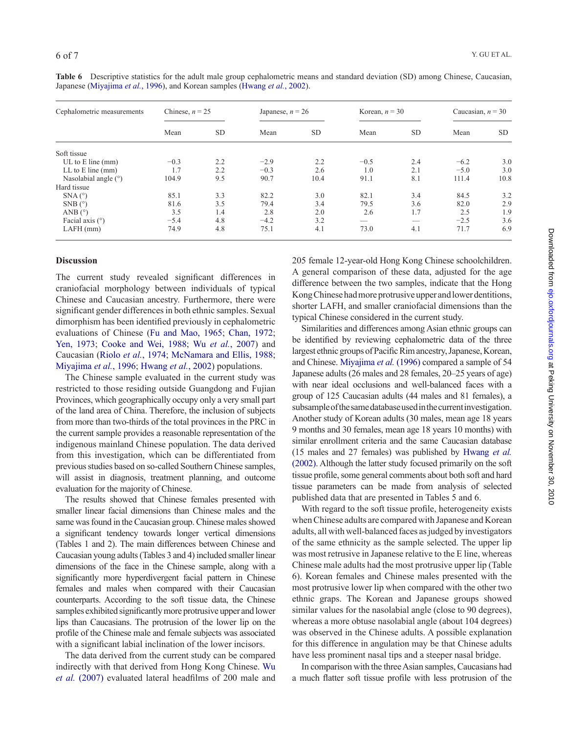**Table 6** Descriptive statistics for the adult male group cephalometric means and standard deviation (SD) among Chinese, Caucasian, Japanese (Miyajima *et al.*, 1996), and Korean samples (Hwang *et al.*, 2002).

| Cephalometric measurements | Chinese, $n = 25$ | | Japanese, $n = 26$ | | Korean, $n = 30$ | | Caucasian, $n = 30$ | |
|---|---|---|---|---|---|---|---|---|
| | Mean | SD | Mean | SD | Mean | SD | Mean | SD |
| Soft tissue | | | | | | | | |
| UL to E line (mm) | −0.3 | 2.2 | −2.9 | 2.2 | −0.5 | 2.4 | −6.2 | 3.0 |
| LL to E line (mm) | 1.7 | 2.2 | −0.3 | 2.6 | 1.0 | 2.1 | −5.0 | 3.0 |
| Nasolabial angle (°) | 104.9 | 9.5 | 90.7 | 10.4 | 91.1 | 8.1 | 111.4 | 10.8 |
| Hard tissue | | | | | | | | |
| SNA (°) | 85.1 | 3.3 | 82.2 | 3.0 | 82.1 | 3.4 | 84.5 | 3.2 |
| SNB (°) | 81.6 | 3.5 | 79.4 | 3.4 | 79.5 | 3.6 | 82.0 | 2.9 |
| ANB (°) | 3.5 | 1.4 | 2.8 | 2.0 | 2.6 | 1.7 | 2.5 | 1.9 |
| Facial axis (°) | −5.4 | 4.8 | −4.2 | 3.2 | — | — | −2.5 | 3.6 |
| LAFH (mm) | 74.9 | 4.8 | 75.1 | 4.1 | 73.0 | 4.1 | 71.7 | 6.9 |

## Discussion

The current study revealed significant differences in craniofacial morphology between individuals of typical Chinese and Caucasian ancestry. Furthermore, there were significant gender differences in both ethnic samples. Sexual dimorphism has been identified previously in cephalometric evaluations of Chinese (Fu and Mao, 1965; Chan, 1972; Yen, 1973; Cooke and Wei, 1988; Wu *et al.*, 2007) and Caucasian (Riolo *et al.*, 1974; McNamara and Ellis, 1988; Miyajima *et al.*, 1996; Hwang *et al.*, 2002) populations.

The Chinese sample evaluated in the current study was restricted to those residing outside Guangdong and Fujian Provinces, which geographically occupy only a very small part of the land area of China. Therefore, the inclusion of subjects from more than two-thirds of the total provinces in the PRC in the current sample provides a reasonable representation of the indigenous mainland Chinese population. The data derived from this investigation, which can be differentiated from previous studies based on so-called Southern Chinese samples, will assist in diagnosis, treatment planning, and outcome evaluation for the majority of Chinese.

The results showed that Chinese females presented with smaller linear facial dimensions than Chinese males and the same was found in the Caucasian group. Chinese males showed a significant tendency towards longer vertical dimensions (Tables 1 and 2). The main differences between Chinese and Caucasian young adults (Tables 3 and 4) included smaller linear dimensions of the face in the Chinese sample, along with a significantly more hyperdivergent facial pattern in Chinese females and males when compared with their Caucasian counterparts. According to the soft tissue data, the Chinese samples exhibited significantly more protrusive upper and lower lips than Caucasians. The protrusion of the lower lip on the profile of the Chinese male and female subjects was associated with a significant labial inclination of the lower incisors.

The data derived from the current study can be compared indirectly with that derived from Hong Kong Chinese. Wu *et al.* (2007) evaluated lateral headfilms of 200 male and 205 female 12-year-old Hong Kong Chinese schoolchildren. A general comparison of these data, adjusted for the age difference between the two samples, indicate that the Hong Kong Chinese had more protrusive upper and lower dentitions, shorter LAFH, and smaller craniofacial dimensions than the typical Chinese considered in the current study.

Similarities and differences among Asian ethnic groups can be identified by reviewing cephalometric data of the three largest ethnic groups of Pacific Rim ancestry, Japanese, Korean, and Chinese. Miyajima *et al.* (1996) compared a sample of 54 Japanese adults (26 males and 28 females, 20–25 years of age) with near ideal occlusions and well-balanced faces with a group of 125 Caucasian adults (44 males and 81 females), a subsample of the same database used in the current investigation. Another study of Korean adults (30 males, mean age 18 years 9 months and 30 females, mean age 18 years 10 months) with similar enrollment criteria and the same Caucasian database (15 males and 27 females) was published by Hwang *et al.* (2002). Although the latter study focused primarily on the soft tissue profile, some general comments about both soft and hard tissue parameters can be made from analysis of selected published data that are presented in Tables 5 and 6.

With regard to the soft tissue profile, heterogeneity exists when Chinese adults are compared with Japanese and Korean adults, all with well-balanced faces as judged by investigators of the same ethnicity as the sample selected. The upper lip was most retrusive in Japanese relative to the E line, whereas Chinese male adults had the most protrusive upper lip (Table 6). Korean females and Chinese males presented with the most protrusive lower lip when compared with the other two ethnic graps. The Korean and Japanese groups showed similar values for the nasolabial angle (close to 90 degrees), whereas a more obtuse nasolabial angle (about 104 degrees) was observed in the Chinese adults. A possible explanation for this difference in angulation may be that Chinese adults have less prominent nasal tips and a steeper nasal bridge.

In comparison with the three Asian samples, Caucasians had a much flatter soft tissue profile with less protrusion of the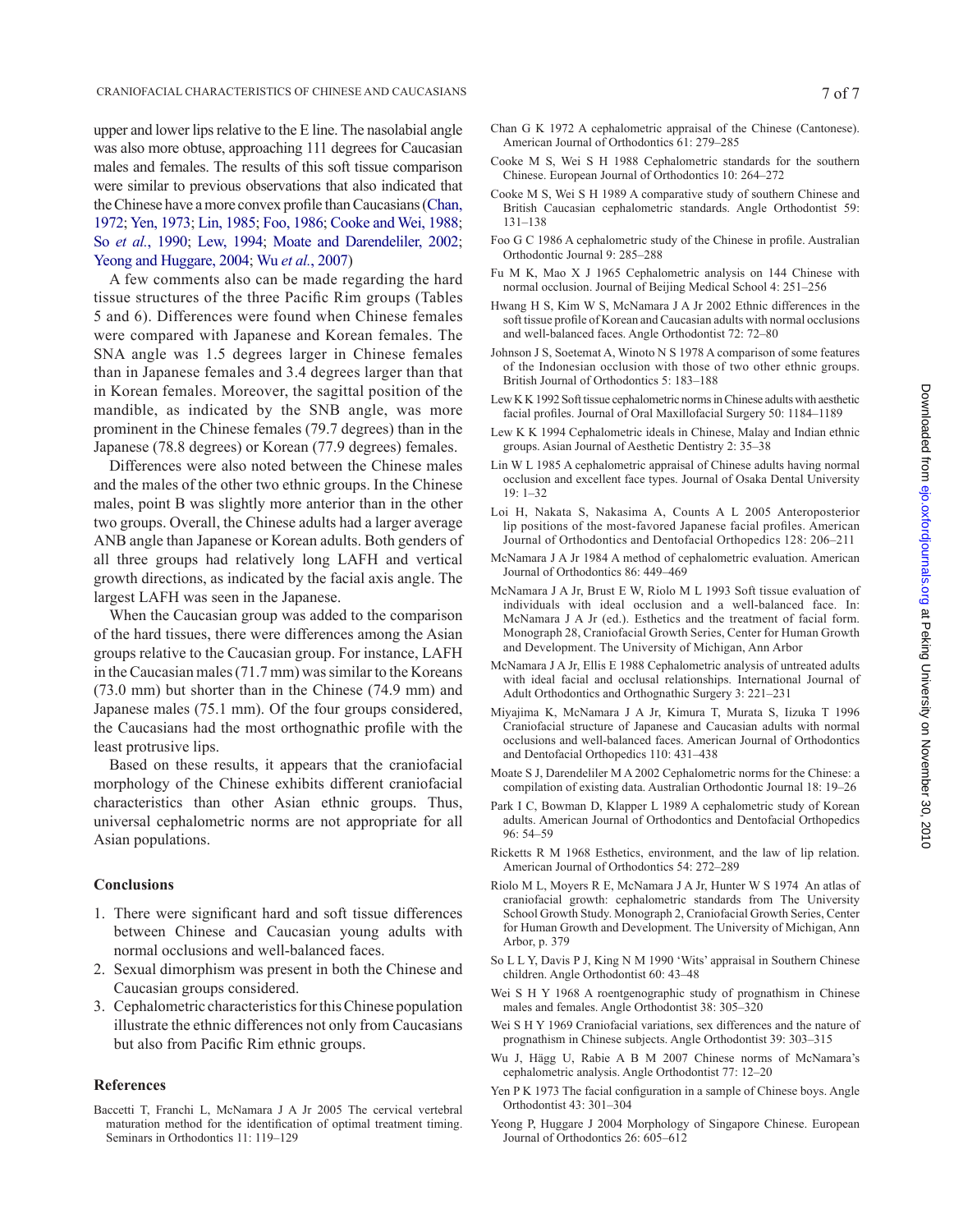upper and lower lips relative to the E line. The nasolabial angle was also more obtuse, approaching 111 degrees for Caucasian males and females. The results of this soft tissue comparison were similar to previous observations that also indicated that the Chinese have a more convex profile than Caucasians (Chan, 1972; Yen, 1973; Lin, 1985; Foo, 1986; Cooke and Wei, 1988; So *et al.*, 1990; Lew, 1994; Moate and Darendeliler, 2002; Yeong and Huggare, 2004; Wu *et al.*, 2007)

A few comments also can be made regarding the hard tissue structures of the three Pacific Rim groups (Tables 5 and 6). Differences were found when Chinese females were compared with Japanese and Korean females. The SNA angle was 1.5 degrees larger in Chinese females than in Japanese females and 3.4 degrees larger than that in Korean females. Moreover, the sagittal position of the mandible, as indicated by the SNB angle, was more prominent in the Chinese females (79.7 degrees) than in the Japanese (78.8 degrees) or Korean (77.9 degrees) females.

Differences were also noted between the Chinese males and the males of the other two ethnic groups. In the Chinese males, point B was slightly more anterior than in the other two groups. Overall, the Chinese adults had a larger average ANB angle than Japanese or Korean adults. Both genders of all three groups had relatively long LAFH and vertical growth directions, as indicated by the facial axis angle. The largest LAFH was seen in the Japanese.

When the Caucasian group was added to the comparison of the hard tissues, there were differences among the Asian groups relative to the Caucasian group. For instance, LAFH in the Caucasian males (71.7 mm) was similar to the Koreans (73.0 mm) but shorter than in the Chinese (74.9 mm) and Japanese males (75.1 mm). Of the four groups considered, the Caucasians had the most orthognathic profile with the least protrusive lips.

Based on these results, it appears that the craniofacial morphology of the Chinese exhibits different craniofacial characteristics than other Asian ethnic groups. Thus, universal cephalometric norms are not appropriate for all Asian populations.

## Conclusions

1. There were significant hard and soft tissue differences between Chinese and Caucasian young adults with normal occlusions and well-balanced faces.
2. Sexual dimorphism was present in both the Chinese and Caucasian groups considered.
3. Cephalometric characteristics for this Chinese population illustrate the ethnic differences not only from Caucasians but also from Pacific Rim ethnic groups.

## References

Baccetti T, Franchi L, McNamara J A Jr 2005 The cervical vertebral maturation method for the identification of optimal treatment timing. Seminars in Orthodontics 11: 119–129

Chan G K 1972 A cephalometric appraisal of the Chinese (Cantonese). American Journal of Orthodontics 61: 279–285

Cooke M S, Wei S H 1988 Cephalometric standards for the southern Chinese. European Journal of Orthodontics 10: 264–272

Cooke M S, Wei S H 1989 A comparative study of southern Chinese and British Caucasian cephalometric standards. Angle Orthodontist 59: 131–138

Foo G C 1986 A cephalometric study of the Chinese in profile. Australian Orthodontic Journal 9: 285–288

Fu M K, Mao X J 1965 Cephalometric analysis on 144 Chinese with normal occlusion. Journal of Beijing Medical School 4: 251–256

Hwang H S, Kim W S, McNamara J A Jr 2002 Ethnic differences in the soft tissue profile of Korean and Caucasian adults with normal occlusions and well-balanced faces. Angle Orthodontist 72: 72–80

Johnson J S, Soetemat A, Winoto N S 1978 A comparison of some features of the Indonesian occlusion with those of two other ethnic groups. British Journal of Orthodontics 5: 183–188

Lew K K 1992 Soft tissue cephalometric norms in Chinese adults with aesthetic facial profiles. Journal of Oral Maxillofacial Surgery 50: 1184–1189

Lew K K 1994 Cephalometric ideals in Chinese, Malay and Indian ethnic groups. Asian Journal of Aesthetic Dentistry 2: 35–38

Lin W L 1985 A cephalometric appraisal of Chinese adults having normal occlusion and excellent face types. Journal of Osaka Dental University 19: 1–32

Loi H, Nakata S, Nakasima A, Counts A L 2005 Anteroposterior lip positions of the most-favored Japanese facial profiles. American Journal of Orthodontics and Dentofacial Orthopedics 128: 206–211

McNamara J A Jr 1984 A method of cephalometric evaluation. American Journal of Orthodontics 86: 449–469

McNamara J A Jr, Brust E W, Riolo M L 1993 Soft tissue evaluation of individuals with ideal occlusion and a well-balanced face. In: McNamara J A Jr (ed.). Esthetics and the treatment of facial form. Monograph 28, Craniofacial Growth Series, Center for Human Growth and Development. The University of Michigan, Ann Arbor

McNamara J A Jr, Ellis E 1988 Cephalometric analysis of untreated adults with ideal facial and occlusal relationships. International Journal of Adult Orthodontics and Orthognathic Surgery 3: 221–231

Miyajima K, McNamara J A Jr, Kimura T, Murata S, Iizuka T 1996 Craniofacial structure of Japanese and Caucasian adults with normal occlusions and well-balanced faces. American Journal of Orthodontics and Dentofacial Orthopedics 110: 431–438

Moate S J, Darendeliler M A 2002 Cephalometric norms for the Chinese: a compilation of existing data. Australian Orthodontic Journal 18: 19–26

Park I C, Bowman D, Klapper L 1989 A cephalometric study of Korean adults. American Journal of Orthodontics and Dentofacial Orthopedics 96: 54–59

Ricketts R M 1968 Esthetics, environment, and the law of lip relation. American Journal of Orthodontics 54: 272–289

Riolo M L, Moyers R E, McNamara J A Jr, Hunter W S 1974 An atlas of craniofacial growth: cephalometric standards from The University School Growth Study. Monograph 2, Craniofacial Growth Series, Center for Human Growth and Development. The University of Michigan, Ann Arbor, p. 379

So L L Y, Davis P J, King N M 1990 'Wits' appraisal in Southern Chinese children. Angle Orthodontist 60: 43–48

Wei S H Y 1968 A roentgenographic study of prognathism in Chinese males and females. Angle Orthodontist 38: 305–320

Wei S H Y 1969 Craniofacial variations, sex differences and the nature of prognathism in Chinese subjects. Angle Orthodontist 39: 303–315

Wu J, Hägg U, Rabie A B M 2007 Chinese norms of McNamara's cephalometric analysis. Angle Orthodontist 77: 12–20

Yen P K 1973 The facial configuration in a sample of Chinese boys. Angle Orthodontist 43: 301–304

Yeong P, Huggare J 2004 Morphology of Singapore Chinese. European Journal of Orthodontics 26: 605–612